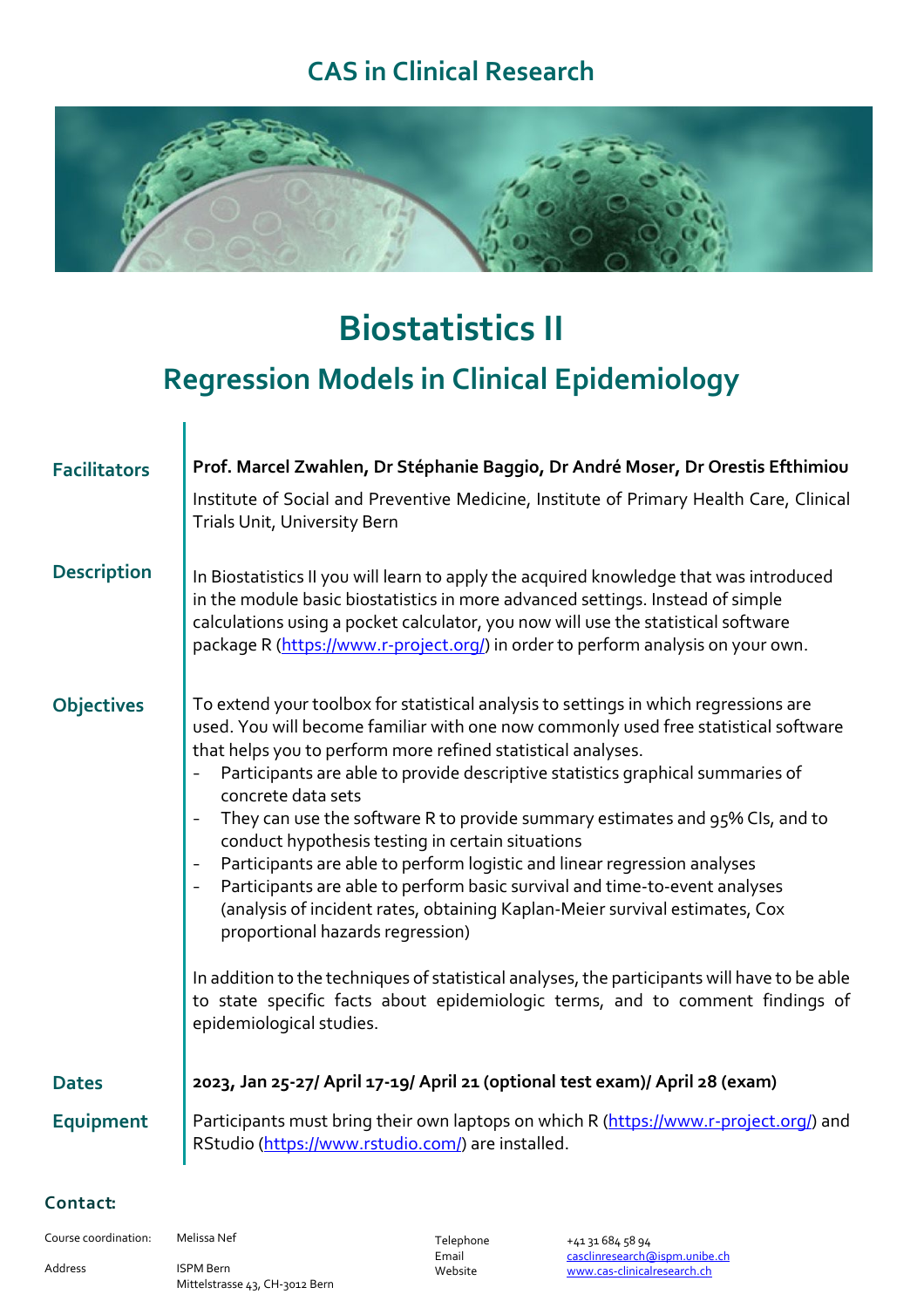# CAS in Clinical Research

# Biostatistics II

## Regression Models in Clinical Epidemiology

**Facilitators**

**Prof. Marcel Zwahlen, Dr Stéphanie Baggio, Dr André Moser, Dr Orestis Efthimiou**

Institute of Social and Preventive Medicine, Institute of Primary Health Care, Clinical Trials Unit, University Bern

**Description**

In Biostatistics II you will learn to apply the acquired knowledge that was introduced in the module basic biostatistics in more advanced settings. Instead of simple calculations using a pocket calculator, you now will use the statistical software package R (https://www.r-project.org/) in order to perform analysis on your own.

**Objectives**

To extend your toolbox for statistical analysis to settings in which regressions are used. You will become familiar with one now commonly used free statistical software that helps you to perform more refined statistical analyses.

- Participants are able to provide descriptive statistics graphical summaries of concrete data sets
- They can use the software R to provide summary estimates and 95% CIs, and to conduct hypothesis testing in certain situations
- Participants are able to perform logistic and linear regression analyses
- Participants are able to perform basic survival and time-to-event analyses (analysis of incident rates, obtaining Kaplan-Meier survival estimates, Cox proportional hazards regression)

In addition to the techniques of statistical analyses, the participants will have to be able to state specific facts about epidemiologic terms, and to comment findings of epidemiological studies.

**Dates**

**2023, Jan 25-27/ April 17-19/ April 21 (optional test exam)/ April 28 (exam)**

**Equipment**

Participants must bring their own laptops on which R (https://www.r-project.org/) and RStudio (https://www.rstudio.com/) are installed.

**Contact:**

| | | | |
|---|---|---|---|
| Course coordination: | Melissa Nef | Telephone | +41 31 684 58 94 |
| Address | ISPM Bern<br>Mittelstrasse 43, CH-3012 Bern | Email | casclinresearch@ispm.unibe.ch |
| | | Website | www.cas-clinicalresearch.ch |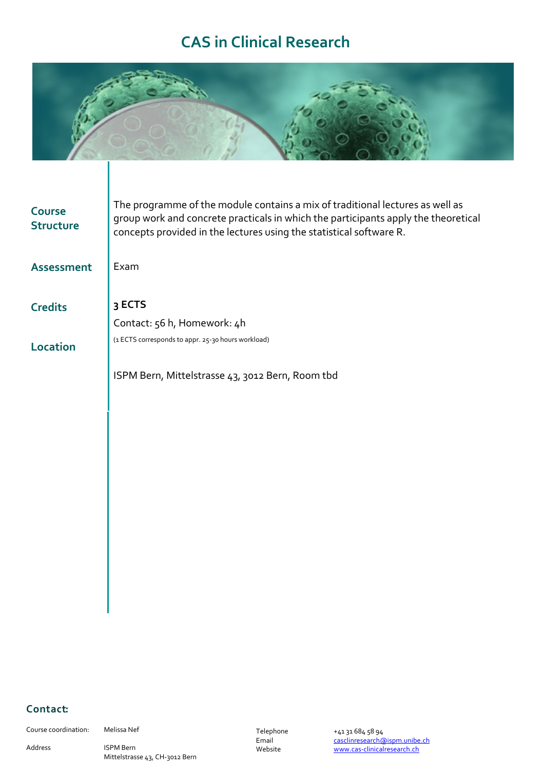# CAS in Clinical Research

**Course Structure**

The programme of the module contains a mix of traditional lectures as well as group work and concrete practicals in which the participants apply the theoretical concepts provided in the lectures using the statistical software R.

**Assessment**

Exam

**Credits**

**3 ECTS**

Contact: 56 h, Homework: 4h

(1 ECTS corresponds to appr. 25-30 hours workload)

**Location**

ISPM Bern, Mittelstrasse 43, 3012 Bern, Room tbd

**Contact:**

| | | | |
|---|---|---|---|
| Course coordination: | Melissa Nef | Telephone | +41 31 684 58 94 |
| Address | ISPM Bern<br>Mittelstrasse 43, CH-3012 Bern | Email | casclinresearch@ispm.unibe.ch |
| | | Website | www.cas-clinicalresearch.ch |